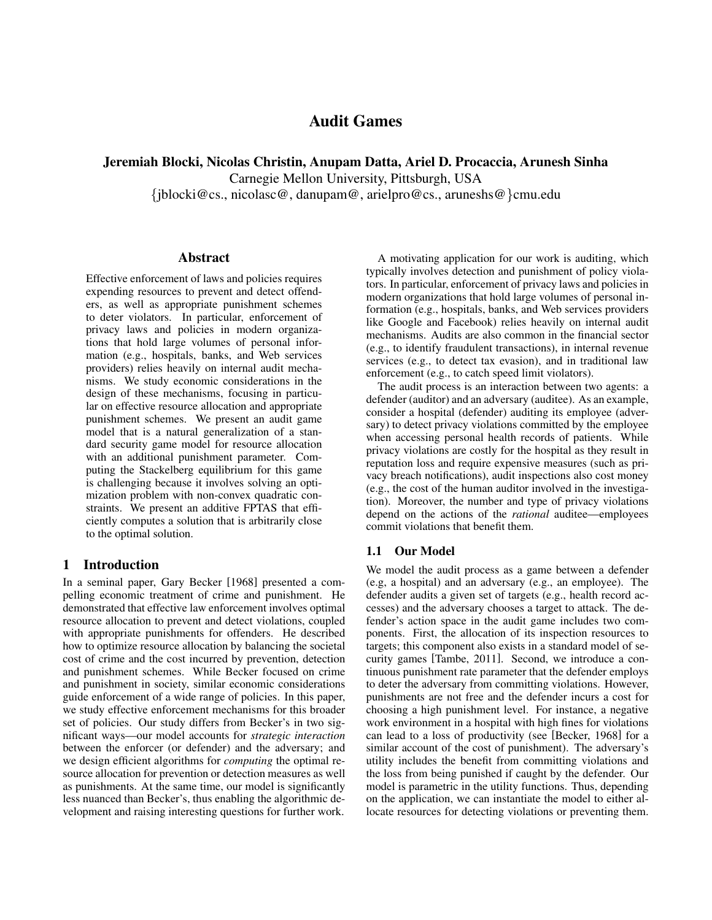# Audit Games

**Jeremiah Blocki, Nicolas Christin, Anupam Datta, Ariel D. Procaccia, Arunesh Sinha**
Carnegie Mellon University, Pittsburgh, USA
{jblocki@cs., nicolasc@, danupam@, arielpro@cs., aruneshs@}cmu.edu

## Abstract

Effective enforcement of laws and policies requires expending resources to prevent and detect offenders, as well as appropriate punishment schemes to deter violators. In particular, enforcement of privacy laws and policies in modern organizations that hold large volumes of personal information (e.g., hospitals, banks, and Web services providers) relies heavily on internal audit mechanisms. We study economic considerations in the design of these mechanisms, focusing in particular on effective resource allocation and appropriate punishment schemes. We present an audit game model that is a natural generalization of a standard security game model for resource allocation with an additional punishment parameter. Computing the Stackelberg equilibrium for this game is challenging because it involves solving an optimization problem with non-convex quadratic constraints. We present an additive FPTAS that efficiently computes a solution that is arbitrarily close to the optimal solution.

## 1 Introduction

In a seminal paper, Gary Becker [1968] presented a compelling economic treatment of crime and punishment. He demonstrated that effective law enforcement involves optimal resource allocation to prevent and detect violations, coupled with appropriate punishments for offenders. He described how to optimize resource allocation by balancing the societal cost of crime and the cost incurred by prevention, detection and punishment schemes. While Becker focused on crime and punishment in society, similar economic considerations guide enforcement of a wide range of policies. In this paper, we study effective enforcement mechanisms for this broader set of policies. Our study differs from Becker's in two significant ways—our model accounts for *strategic interaction* between the enforcer (or defender) and the adversary; and we design efficient algorithms for *computing* the optimal resource allocation for prevention or detection measures as well as punishments. At the same time, our model is significantly less nuanced than Becker's, thus enabling the algorithmic development and raising interesting questions for further work.

A motivating application for our work is auditing, which typically involves detection and punishment of policy violators. In particular, enforcement of privacy laws and policies in modern organizations that hold large volumes of personal information (e.g., hospitals, banks, and Web services providers like Google and Facebook) relies heavily on internal audit mechanisms. Audits are also common in the financial sector (e.g., to identify fraudulent transactions), in internal revenue services (e.g., to detect tax evasion), and in traditional law enforcement (e.g., to catch speed limit violators).

The audit process is an interaction between two agents: a defender (auditor) and an adversary (auditee). As an example, consider a hospital (defender) auditing its employee (adversary) to detect privacy violations committed by the employee when accessing personal health records of patients. While privacy violations are costly for the hospital as they result in reputation loss and require expensive measures (such as privacy breach notifications), audit inspections also cost money (e.g., the cost of the human auditor involved in the investigation). Moreover, the number and type of privacy violations depend on the actions of the *rational* auditee—employees commit violations that benefit them.

### 1.1 Our Model

We model the audit process as a game between a defender (e.g, a hospital) and an adversary (e.g., an employee). The defender audits a given set of targets (e.g., health record accesses) and the adversary chooses a target to attack. The defender's action space in the audit game includes two components. First, the allocation of its inspection resources to targets; this component also exists in a standard model of security games [Tambe, 2011]. Second, we introduce a continuous punishment rate parameter that the defender employs to deter the adversary from committing violations. However, punishments are not free and the defender incurs a cost for choosing a high punishment level. For instance, a negative work environment in a hospital with high fines for violations can lead to a loss of productivity (see [Becker, 1968] for a similar account of the cost of punishment). The adversary's utility includes the benefit from committing violations and the loss from being punished if caught by the defender. Our model is parametric in the utility functions. Thus, depending on the application, we can instantiate the model to either allocate resources for detecting violations or preventing them.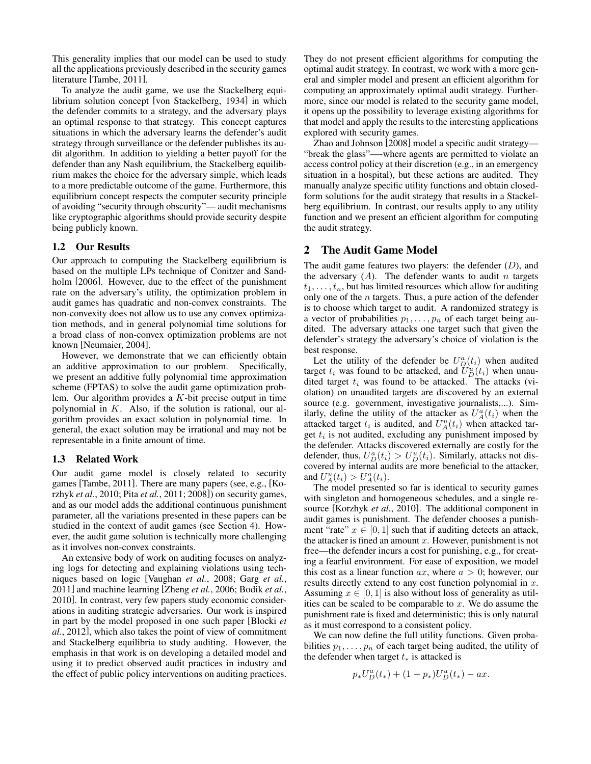This generality implies that our model can be used to study all the applications previously described in the security games literature [Tambe, 2011].

To analyze the audit game, we use the Stackelberg equilibrium solution concept [von Stackelberg, 1934] in which the defender commits to a strategy, and the adversary plays an optimal response to that strategy. This concept captures situations in which the adversary learns the defender's audit strategy through surveillance or the defender publishes its audit algorithm. In addition to yielding a better payoff for the defender than any Nash equilibrium, the Stackelberg equilibrium makes the choice for the adversary simple, which leads to a more predictable outcome of the game. Furthermore, this equilibrium concept respects the computer security principle of avoiding "security through obscurity"— audit mechanisms like cryptographic algorithms should provide security despite being publicly known.

### 1.2 Our Results

Our approach to computing the Stackelberg equilibrium is based on the multiple LPs technique of Conitzer and Sandholm [2006]. However, due to the effect of the punishment rate on the adversary's utility, the optimization problem in audit games has quadratic and non-convex constraints. The non-convexity does not allow us to use any convex optimization methods, and in general polynomial time solutions for a broad class of non-convex optimization problems are not known [Neumaier, 2004].

However, we demonstrate that we can efficiently obtain an additive approximation to our problem. Specifically, we present an additive fully polynomial time approximation scheme (FPTAS) to solve the audit game optimization problem. Our algorithm provides a $K$-bit precise output in time polynomial in $K$. Also, if the solution is rational, our algorithm provides an exact solution in polynomial time. In general, the exact solution may be irrational and may not be representable in a finite amount of time.

### 1.3 Related Work

Our audit game model is closely related to security games [Tambe, 2011]. There are many papers (see, e.g., [Korzhyk *et al.*, 2010; Pita *et al.*, 2011; 2008]) on security games, and as our model adds the additional continuous punishment parameter, all the variations presented in these papers can be studied in the context of audit games (see Section 4). However, the audit game solution is technically more challenging as it involves non-convex constraints.

An extensive body of work on auditing focuses on analyzing logs for detecting and explaining violations using techniques based on logic [Vaughan *et al.*, 2008; Garg *et al.*, 2011] and machine learning [Zheng *et al.*, 2006; Bodik *et al.*, 2010]. In contrast, very few papers study economic considerations in auditing strategic adversaries. Our work is inspired in part by the model proposed in one such paper [Blocki *et al.*, 2012], which also takes the point of view of commitment and Stackelberg equilibria to study auditing. However, the emphasis in that work is on developing a detailed model and using it to predict observed audit practices in industry and the effect of public policy interventions on auditing practices. They do not present efficient algorithms for computing the optimal audit strategy. In contrast, we work with a more general and simpler model and present an efficient algorithm for computing an approximately optimal audit strategy. Furthermore, since our model is related to the security game model, it opens up the possibility to leverage existing algorithms for that model and apply the results to the interesting applications explored with security games.

Zhao and Johnson [2008] model a specific audit strategy—"break the glass"—-where agents are permitted to violate an access control policy at their discretion (e.g., in an emergency situation in a hospital), but these actions are audited. They manually analyze specific utility functions and obtain closed-form solutions for the audit strategy that results in a Stackelberg equilibrium. In contrast, our results apply to any utility function and we present an efficient algorithm for computing the audit strategy.

## 2 The Audit Game Model

The audit game features two players: the defender ($D$), and the adversary ($A$). The defender wants to audit $n$ targets $t_1, \ldots, t_n$, but has limited resources which allow for auditing only one of the $n$ targets. Thus, a pure action of the defender is to choose which target to audit. A randomized strategy is a vector of probabilities $p_1, \ldots, p_n$ of each target being audited. The adversary attacks one target such that given the defender's strategy the adversary's choice of violation is the best response.

Let the utility of the defender be $U^a_D(t_i)$ when audited target $t_i$ was found to be attacked, and $U^u_D(t_i)$ when unaudited target $t_i$ was found to be attacked. The attacks (violation) on unaudited targets are discovered by an external source (e.g. government, investigative journalists,...). Similarly, define the utility of the attacker as $U^a_A(t_i)$ when the attacked target $t_i$ is audited, and $U^u_A(t_i)$ when attacked target $t_i$ is not audited, excluding any punishment imposed by the defender. Attacks discovered externally are costly for the defender, thus, $U^a_D(t_i) > U^u_D(t_i)$. Similarly, attacks not discovered by internal audits are more beneficial to the attacker, and $U^u_A(t_i) > U^a_A(t_i)$.

The model presented so far is identical to security games with singleton and homogeneous schedules, and a single resource [Korzhyk *et al.*, 2010]. The additional component in audit games is punishment. The defender chooses a punishment "rate" $x \in [0, 1]$ such that if auditing detects an attack, the attacker is fined an amount $x$. However, punishment is not free—the defender incurs a cost for punishing, e.g., for creating a fearful environment. For ease of exposition, we model this cost as a linear function $ax$, where $a > 0$; however, our results directly extend to any cost function polynomial in $x$. Assuming $x \in [0, 1]$ is also without loss of generality as utilities can be scaled to be comparable to $x$. We do assume the punishment rate is fixed and deterministic; this is only natural as it must correspond to a consistent policy.

We can now define the full utility functions. Given probabilities $p_1, \ldots, p_n$ of each target being audited, the utility of the defender when target $t_*$ is attacked is

$$p_* U^a_D(t_*) + (1 - p_*) U^u_D(t_*) - ax.$$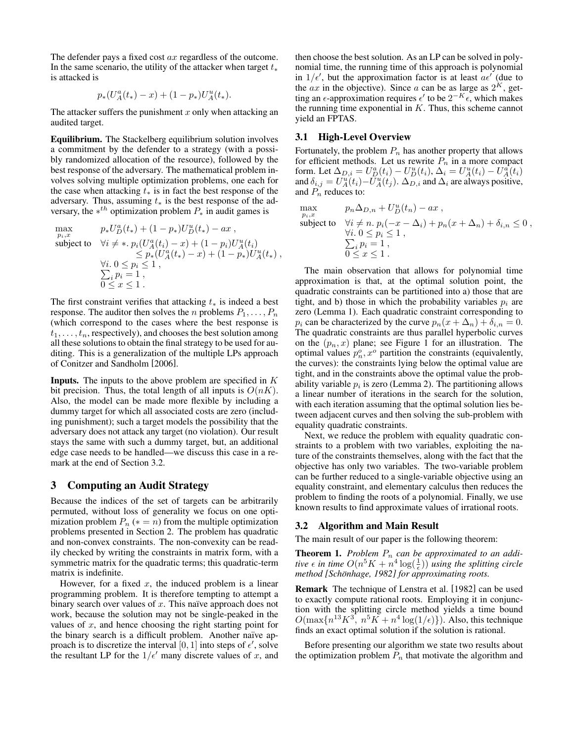The defender pays a fixed cost $ax$ regardless of the outcome. In the same scenario, the utility of the attacker when target $t_*$ is attacked is

$$p_*(U_A^a(t_*) - x) + (1 - p_*)U_A^u(t_*).$$

The attacker suffers the punishment $x$ only when attacking an audited target.

**Equilibrium.** The Stackelberg equilibrium solution involves a commitment by the defender to a strategy (with a possibly randomized allocation of the resource), followed by the best response of the adversary. The mathematical problem involves solving multiple optimization problems, one each for the case when attacking $t_*$ is in fact the best response of the adversary. Thus, assuming $t_*$ is the best response of the adversary, the $*^{th}$ optimization problem $P_*$ in audit games is

$$\begin{array}{ll}
\max\limits_{p_i, x} & p_* U_D^a(t_*) + (1 - p_*) U_D^u(t_*) - ax \;, \\
\text{subject to} & \forall i \neq *.\ p_i(U_A^a(t_i) - x) + (1 - p_i)U_A^u(t_i) \\
& \qquad \leq p_*(U_A^a(t_*) - x) + (1 - p_*)U_A^u(t_*) \;, \\
& \forall i.\ 0 \leq p_i \leq 1 \;, \\
& \sum_i p_i = 1 \;, \\
& 0 \leq x \leq 1 \;.
\end{array}$$

The first constraint verifies that attacking $t_*$ is indeed a best response. The auditor then solves the $n$ problems $P_1, \ldots, P_n$ (which correspond to the cases where the best response is $t_1, \ldots, t_n$, respectively), and chooses the best solution among all these solutions to obtain the final strategy to be used for auditing. This is a generalization of the multiple LPs approach of Conitzer and Sandholm [2006].

**Inputs.** The inputs to the above problem are specified in $K$ bit precision. Thus, the total length of all inputs is $O(nK)$. Also, the model can be made more flexible by including a dummy target for which all associated costs are zero (including punishment); such a target models the possibility that the adversary does not attack any target (no violation). Our result stays the same with such a dummy target, but, an additional edge case needs to be handled—we discuss this case in a remark at the end of Section 3.2.

## 3 Computing an Audit Strategy

Because the indices of the set of targets can be arbitrarily permuted, without loss of generality we focus on one optimization problem $P_n$ ($* = n$) from the multiple optimization problems presented in Section 2. The problem has quadratic and non-convex constraints. The non-convexity can be readily checked by writing the constraints in matrix form, with a symmetric matrix for the quadratic terms; this quadratic-term matrix is indefinite.

However, for a fixed $x$, the induced problem is a linear programming problem. It is therefore tempting to attempt a binary search over values of $x$. This naïve approach does not work, because the solution may not be single-peaked in the values of $x$, and hence choosing the right starting point for the binary search is a difficult problem. Another naïve approach is to discretize the interval $[0, 1]$ into steps of $\epsilon'$, solve the resultant LP for the $1/\epsilon'$ many discrete values of $x$, and then choose the best solution. As an LP can be solved in polynomial time, the running time of this approach is polynomial in $1/\epsilon'$, but the approximation factor is at least $a\epsilon'$ (due to the $ax$ in the objective). Since $a$ can be as large as $2^K$, getting an $\epsilon$-approximation requires $\epsilon'$ to be $2^{-K}\epsilon$, which makes the running time exponential in $K$. Thus, this scheme cannot yield an FPTAS.

### 3.1 High-Level Overview

Fortunately, the problem $P_n$ has another property that allows for efficient methods. Let us rewrite $P_n$ in a more compact form. Let $\Delta_{D,i} = U_D^a(t_i) - U_D^u(t_i)$, $\Delta_i = U_A^u(t_i) - U_A^a(t_i)$ and $\delta_{i,j} = U_A^u(t_i) - U_A^u(t_j)$. $\Delta_{D,i}$ and $\Delta_i$ are always positive, and $P_n$ reduces to:

$$\begin{array}{ll}
\max\limits_{p_i, x} & p_n \Delta_{D,n} + U_D^u(t_n) - ax \;, \\
\text{subject to} & \forall i \neq n.\ p_i(-x - \Delta_i) + p_n(x + \Delta_n) + \delta_{i,n} \leq 0 \;, \\
& \forall i.\ 0 \leq p_i \leq 1 \;, \\
& \sum_i p_i = 1 \;, \\
& 0 \leq x \leq 1 \;.
\end{array}$$

The main observation that allows for polynomial time approximation is that, at the optimal solution point, the quadratic constraints can be partitioned into a) those that are tight, and b) those in which the probability variables $p_i$ are zero (Lemma 1). Each quadratic constraint corresponding to $p_i$ can be characterized by the curve $p_n(x + \Delta_n) + \delta_{i,n} = 0$. The quadratic constraints are thus parallel hyperbolic curves on the $(p_n, x)$ plane; see Figure 1 for an illustration. The optimal values $p_n^o, x^o$ partition the constraints (equivalently, the curves): the constraints lying below the optimal value are tight, and in the constraints above the optimal value the probability variable $p_i$ is zero (Lemma 2). The partitioning allows a linear number of iterations in the search for the solution, with each iteration assuming that the optimal solution lies between adjacent curves and then solving the sub-problem with equality quadratic constraints.

Next, we reduce the problem with equality quadratic constraints to a problem with two variables, exploiting the nature of the constraints themselves, along with the fact that the objective has only two variables. The two-variable problem can be further reduced to a single-variable objective using an equality constraint, and elementary calculus then reduces the problem to finding the roots of a polynomial. Finally, we use known results to find approximate values of irrational roots.

### 3.2 Algorithm and Main Result

The main result of our paper is the following theorem:

**Theorem 1.** *Problem $P_n$ can be approximated to an additive $\epsilon$ in time $O(n^5 K + n^4 \log(\frac{1}{\epsilon}))$ using the splitting circle method [Schönhage, 1982] for approximating roots.*

**Remark** The technique of Lenstra et al. [1982] can be used to exactly compute rational roots. Employing it in conjunction with the splitting circle method yields a time bound $O(\max\{n^{13}K^3,\ n^5K + n^4 \log(1/\epsilon)\})$. Also, this technique finds an exact optimal solution if the solution is rational.

Before presenting our algorithm we state two results about the optimization problem $P_n$ that motivate the algorithm and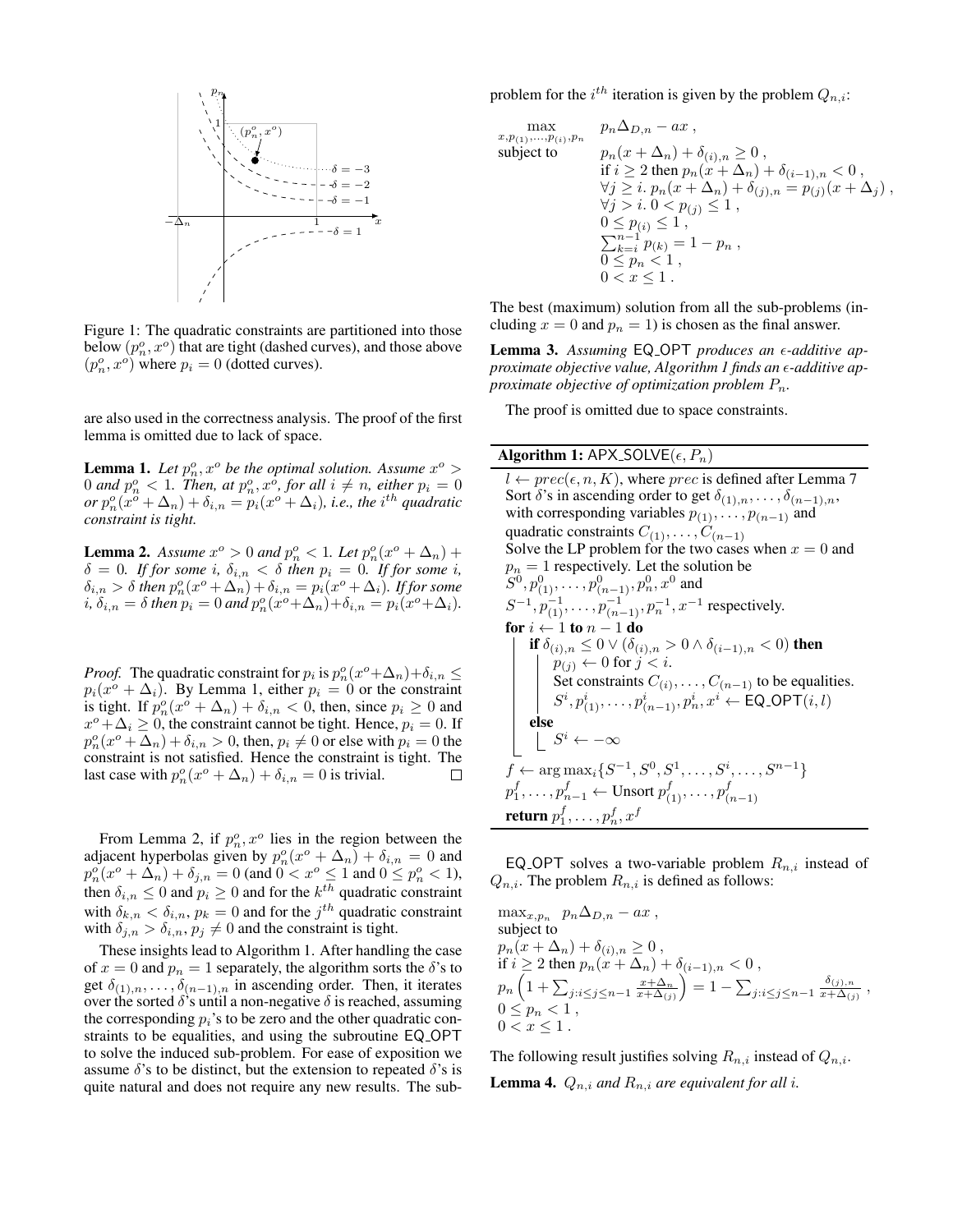Figure 1: The quadratic constraints are partitioned into those below $(p_n^o, x^o)$ that are tight (dashed curves), and those above $(p_n^o, x^o)$ where $p_i = 0$ (dotted curves).

are also used in the correctness analysis. The proof of the first lemma is omitted due to lack of space.

**Lemma 1.** *Let $p_n^o, x^o$ be the optimal solution. Assume $x^o > 0$ and $p_n^o < 1$. Then, at $p_n^o, x^o$, for all $i \neq n$, either $p_i = 0$ or $p_n^o(x^o + \Delta_n) + \delta_{i,n} = p_i(x^o + \Delta_i)$, i.e., the $i^{th}$ quadratic constraint is tight.*

**Lemma 2.** *Assume $x^o > 0$ and $p_n^o < 1$. Let $p_n^o(x^o + \Delta_n) + \delta = 0$. If for some $i$, $\delta_{i,n} < \delta$ then $p_i = 0$. If for some $i$, $\delta_{i,n} > \delta$ then $p_n^o(x^o+\Delta_n)+\delta_{i,n} = p_i(x^o+\Delta_i)$. If for some $i$, $\delta_{i,n} = \delta$ then $p_i = 0$ and $p_n^o(x^o+\Delta_n)+\delta_{i,n} = p_i(x^o+\Delta_i)$.*

*Proof.* The quadratic constraint for $p_i$ is $p_n^o(x^o+\Delta_n)+\delta_{i,n} \leq p_i(x^o + \Delta_i)$. By Lemma 1, either $p_i = 0$ or the constraint is tight. If $p_n^o(x^o + \Delta_n) + \delta_{i,n} < 0$, then, since $p_i \geq 0$ and $x^o + \Delta_i \geq 0$, the constraint cannot be tight. Hence, $p_i = 0$. If $p_n^o(x^o + \Delta_n) + \delta_{i,n} > 0$, then, $p_i \neq 0$ or else with $p_i = 0$ the constraint is not satisfied. Hence the constraint is tight. The last case with $p_n^o(x^o + \Delta_n) + \delta_{i,n} = 0$ is trivial. □

From Lemma 2, if $p_n^o, x^o$ lies in the region between the adjacent hyperbolas given by $p_n^o(x^o + \Delta_n) + \delta_{i,n} = 0$ and $p_n^o(x^o + \Delta_n) + \delta_{j,n} = 0$ (and $0 < x^o \leq 1$ and $0 \leq p_n^o < 1$), then $\delta_{i,n} \leq 0$ and $p_i \geq 0$ and for the $k^{th}$ quadratic constraint with $\delta_{k,n} < \delta_{i,n}$, $p_k = 0$ and for the $j^{th}$ quadratic constraint with $\delta_{j,n} > \delta_{i,n}$, $p_j \neq 0$ and the constraint is tight.

These insights lead to Algorithm 1. After handling the case of $x = 0$ and $p_n = 1$ separately, the algorithm sorts the δ's to get $\delta_{(1),n}, \ldots, \delta_{(n-1),n}$ in ascending order. Then, it iterates over the sorted δ's until a non-negative δ is reached, assuming the corresponding $p_i$'s to be zero and the other quadratic constraints to be equalities, and using the subroutine EQ_OPT to solve the induced sub-problem. For ease of exposition we assume δ's to be distinct, but the extension to repeated δ's is quite natural and does not require any new results. The sub-problem for the $i^{th}$ iteration is given by the problem $Q_{n,i}$:

$$
\begin{aligned}
\max_{x, p_{(1)}, \ldots, p_{(i)}, p_n} \quad & p_n \Delta_{D,n} - ax \;, \\
\text{subject to} \quad & p_n(x + \Delta_n) + \delta_{(i),n} \geq 0 \;, \\
& \text{if } i \geq 2 \text{ then } p_n(x + \Delta_n) + \delta_{(i-1),n} < 0 \;, \\
& \forall j \geq i.\; p_n(x + \Delta_n) + \delta_{(j),n} = p_{(j)}(x + \Delta_j) \;, \\
& \forall j > i.\; 0 < p_{(j)} \leq 1 \;, \\
& 0 \leq p_{(i)} \leq 1 \;, \\
& \textstyle\sum_{k=i}^{n-1} p_{(k)} = 1 - p_n \;, \\
& 0 \leq p_n < 1 \;, \\
& 0 < x \leq 1 \;.
\end{aligned}
$$

The best (maximum) solution from all the sub-problems (including $x = 0$ and $p_n = 1$) is chosen as the final answer.

**Lemma 3.** *Assuming* EQ_OPT *produces an ε-additive approximate objective value, Algorithm 1 finds an ε-additive approximate objective of optimization problem $P_n$.*

The proof is omitted due to space constraints.

**Algorithm 1:** APX_SOLVE($\epsilon, P_n$)

```
l ← prec(ε, n, K), where prec is defined after Lemma 7
Sort δ's in ascending order to get δ_(1),n, ..., δ_(n-1),n,
with corresponding variables p_(1), ..., p_(n-1) and
quadratic constraints C_(1), ..., C_(n-1)
Solve the LP problem for the two cases when x = 0 and
p_n = 1 respectively. Let the solution be
S^0, p^0_(1), ..., p^0_(n-1), p^0_n, x^0 and
S^-1, p^-1_(1), ..., p^-1_(n-1), p^-1_n, x^-1 respectively.
for i ← 1 to n − 1 do
    if δ_(i),n ≤ 0 ∨ (δ_(i),n > 0 ∧ δ_(i-1),n < 0) then
        p_(j) ← 0 for j < i.
        Set constraints C_(i), ..., C_(n-1) to be equalities.
        S^i, p^i_(1), ..., p^i_(n-1), p^i_n, x^i ← EQ_OPT(i, l)
    else
        S^i ← −∞
f ← arg max_i {S^-1, S^0, S^1, ..., S^i, ..., S^(n-1)}
p^f_1, ..., p^f_(n-1) ← Unsort p^f_(1), ..., p^f_(n-1)
return p^f_1, ..., p^f_n, x^f
```

EQ_OPT solves a two-variable problem $R_{n,i}$ instead of $Q_{n,i}$. The problem $R_{n,i}$ is defined as follows:

$$
\begin{aligned}
& \max_{x, p_n} \;\; p_n \Delta_{D,n} - ax \;, \\
& \text{subject to} \\
& p_n(x + \Delta_n) + \delta_{(i),n} \geq 0 \;, \\
& \text{if } i \geq 2 \text{ then } p_n(x + \Delta_n) + \delta_{(i-1),n} < 0 \;, \\
& p_n \Big( 1 + \textstyle\sum_{j: i \leq j \leq n-1} \frac{x + \Delta_n}{x + \Delta_{(j)}} \Big) = 1 - \textstyle\sum_{j: i \leq j \leq n-1} \frac{\delta_{(j),n}}{x + \Delta_{(j)}} \;, \\
& 0 \leq p_n < 1 \;, \\
& 0 < x \leq 1 \;.
\end{aligned}
$$

The following result justifies solving $R_{n,i}$ instead of $Q_{n,i}$.

**Lemma 4.** *$Q_{n,i}$ and $R_{n,i}$ are equivalent for all $i$.*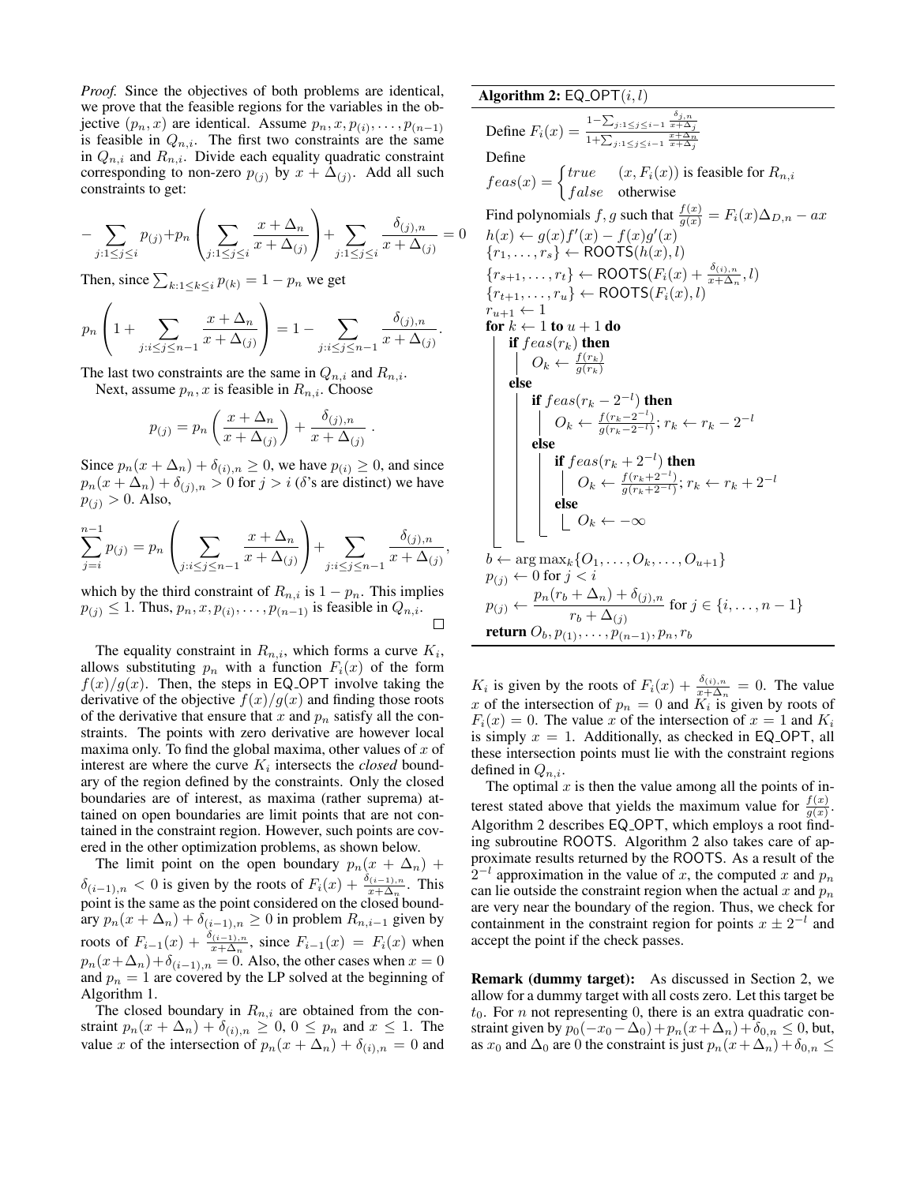*Proof.* Since the objectives of both problems are identical, we prove that the feasible regions for the variables in the objective $(p_n, x)$ are identical. Assume $p_n, x, p_{(i)}, \dots, p_{(n-1)}$ is feasible in $Q_{n,i}$. The first two constraints are the same in $Q_{n,i}$ and $R_{n,i}$. Divide each equality quadratic constraint corresponding to non-zero $p_{(j)}$ by $x + \Delta_{(j)}$. Add all such constraints to get:

$$-\sum_{j:1\leq j\leq i} p_{(j)} + p_n\left(\sum_{j:1\leq j\leq i} \frac{x+\Delta_n}{x+\Delta_{(j)}}\right) + \sum_{j:1\leq j\leq i} \frac{\delta_{(j),n}}{x+\Delta_{(j)}} = 0$$

Then, since $\sum_{k:1\leq k\leq i} p_{(k)} = 1 - p_n$ we get

$$p_n\left(1 + \sum_{j:i\leq j\leq n-1} \frac{x+\Delta_n}{x+\Delta_{(j)}}\right) = 1 - \sum_{j:i\leq j\leq n-1} \frac{\delta_{(j),n}}{x+\Delta_{(j)}}.$$

The last two constraints are the same in $Q_{n,i}$ and $R_{n,i}$.

Next, assume $p_n, x$ is feasible in $R_{n,i}$. Choose

$$p_{(j)} = p_n\left(\frac{x+\Delta_n}{x+\Delta_{(j)}}\right) + \frac{\delta_{(j),n}}{x+\Delta_{(j)}}\ .$$

Since $p_n(x+\Delta_n) + \delta_{(i),n} \geq 0$, we have $p_{(i)} \geq 0$, and since $p_n(x+\Delta_n) + \delta_{(j),n} > 0$ for $j > i$ ($\delta$'s are distinct) we have $p_{(j)} > 0$. Also,

$$\sum_{j=i}^{n-1} p_{(j)} = p_n\left(\sum_{j:i\leq j\leq n-1} \frac{x+\Delta_n}{x+\Delta_{(j)}}\right) + \sum_{j:i\leq j\leq n-1} \frac{\delta_{(j),n}}{x+\Delta_{(j)}},$$

which by the third constraint of $R_{n,i}$ is $1 - p_n$. This implies $p_{(j)} \leq 1$. Thus, $p_n, x, p_{(i)}, \dots, p_{(n-1)}$ is feasible in $Q_{n,i}$. □

The equality constraint in $R_{n,i}$, which forms a curve $K_i$, allows substituting $p_n$ with a function $F_i(x)$ of the form $f(x)/g(x)$. Then, the steps in EQ_OPT involve taking the derivative of the objective $f(x)/g(x)$ and finding those roots of the derivative that ensure that $x$ and $p_n$ satisfy all the constraints. The points with zero derivative are however local maxima only. To find the global maxima, other values of $x$ of interest are where the curve $K_i$ intersects the *closed* boundary of the region defined by the constraints. Only the closed boundaries are of interest, as maxima (rather suprema) attained on open boundaries are limit points that are not contained in the constraint region. However, such points are covered in the other optimization problems, as shown below.

The limit point on the open boundary $p_n(x + \Delta_n) + \delta_{(i-1),n} < 0$ is given by the roots of $F_i(x) + \frac{\delta_{(i-1),n}}{x+\Delta_n}$. This point is the same as the point considered on the closed boundary $p_n(x + \Delta_n) + \delta_{(i-1),n} \geq 0$ in problem $R_{n,i-1}$ given by roots of $F_{i-1}(x) + \frac{\delta_{(i-1),n}}{x+\Delta_n}$, since $F_{i-1}(x) = F_i(x)$ when $p_n(x+\Delta_n)+\delta_{(i-1),n} = 0$. Also, the other cases when $x = 0$ and $p_n = 1$ are covered by the LP solved at the beginning of Algorithm 1.

The closed boundary in $R_{n,i}$ are obtained from the constraint $p_n(x + \Delta_n) + \delta_{(i),n} \geq 0$, $0 \leq p_n$ and $x \leq 1$. The value $x$ of the intersection of $p_n(x + \Delta_n) + \delta_{(i),n} = 0$ and $K_i$ is given by the roots of $F_i(x) + \frac{\delta_{(i),n}}{x+\Delta_n} = 0$. The value $x$ of the intersection of $p_n = 0$ and $K_i$ is given by roots of $F_i(x) = 0$. The value $x$ of the intersection of $x = 1$ and $K_i$ is simply $x = 1$. Additionally, as checked in EQ_OPT, all these intersection points must lie with the constraint regions defined in $Q_{n,i}$.

The optimal $x$ is then the value among all the points of interest stated above that yields the maximum value for $\frac{f(x)}{g(x)}$. Algorithm 2 describes EQ_OPT, which employs a root finding subroutine ROOTS. Algorithm 2 also takes care of approximate results returned by the ROOTS. As a result of the $2^{-l}$ approximation in the value of $x$, the computed $x$ and $p_n$ can lie outside the constraint region when the actual $x$ and $p_n$ are very near the boundary of the region. Thus, we check for containment in the constraint region for points $x \pm 2^{-l}$ and accept the point if the check passes.

**Algorithm 2:** EQ_OPT$(i, l)$

```
Define F_i(x) = (1 − Σ_{j:1≤j≤i−1} δ_{j,n}/(x+Δ_j)) / (1 + Σ_{j:1≤j≤i−1} (x+Δ_n)/(x+Δ_j))
Define
feas(x) = { true    (x, F_i(x)) is feasible for R_{n,i}
          { false   otherwise
Find polynomials f, g such that f(x)/g(x) = F_i(x)Δ_{D,n} − ax
h(x) ← g(x)f'(x) − f(x)g'(x)
{r_1, ..., r_s} ← ROOTS(h(x), l)
{r_{s+1}, ..., r_t} ← ROOTS(F_i(x) + δ_{(i),n}/(x+Δ_n), l)
{r_{t+1}, ..., r_u} ← ROOTS(F_i(x), l)
r_{u+1} ← 1
for k ← 1 to u + 1 do
    if feas(r_k) then
        O_k ← f(r_k)/g(r_k)
    else
        if feas(r_k − 2^{−l}) then
            O_k ← f(r_k − 2^{−l})/g(r_k − 2^{−l}); r_k ← r_k − 2^{−l}
        else
            if feas(r_k + 2^{−l}) then
                O_k ← f(r_k + 2^{−l})/g(r_k + 2^{−l}); r_k ← r_k + 2^{−l}
            else
                O_k ← −∞
b ← arg max_k {O_1, ..., O_k, ..., O_{u+1}}
p_(j) ← 0 for j < i
p_(j) ← (p_n(r_b + Δ_n) + δ_{(j),n}) / (r_b + Δ_(j)) for j ∈ {i, ..., n − 1}
return O_b, p_(1), ..., p_(n−1), p_n, r_b
```

**Remark (dummy target):** As discussed in Section 2, we allow for a dummy target with all costs zero. Let this target be $t_0$. For $n$ not representing 0, there is an extra quadratic constraint given by $p_0(-x_0 - \Delta_0) + p_n(x + \Delta_n) + \delta_{0,n} \leq 0$, but, as $x_0$ and $\Delta_0$ are 0 the constraint is just $p_n(x + \Delta_n) + \delta_{0,n} \leq$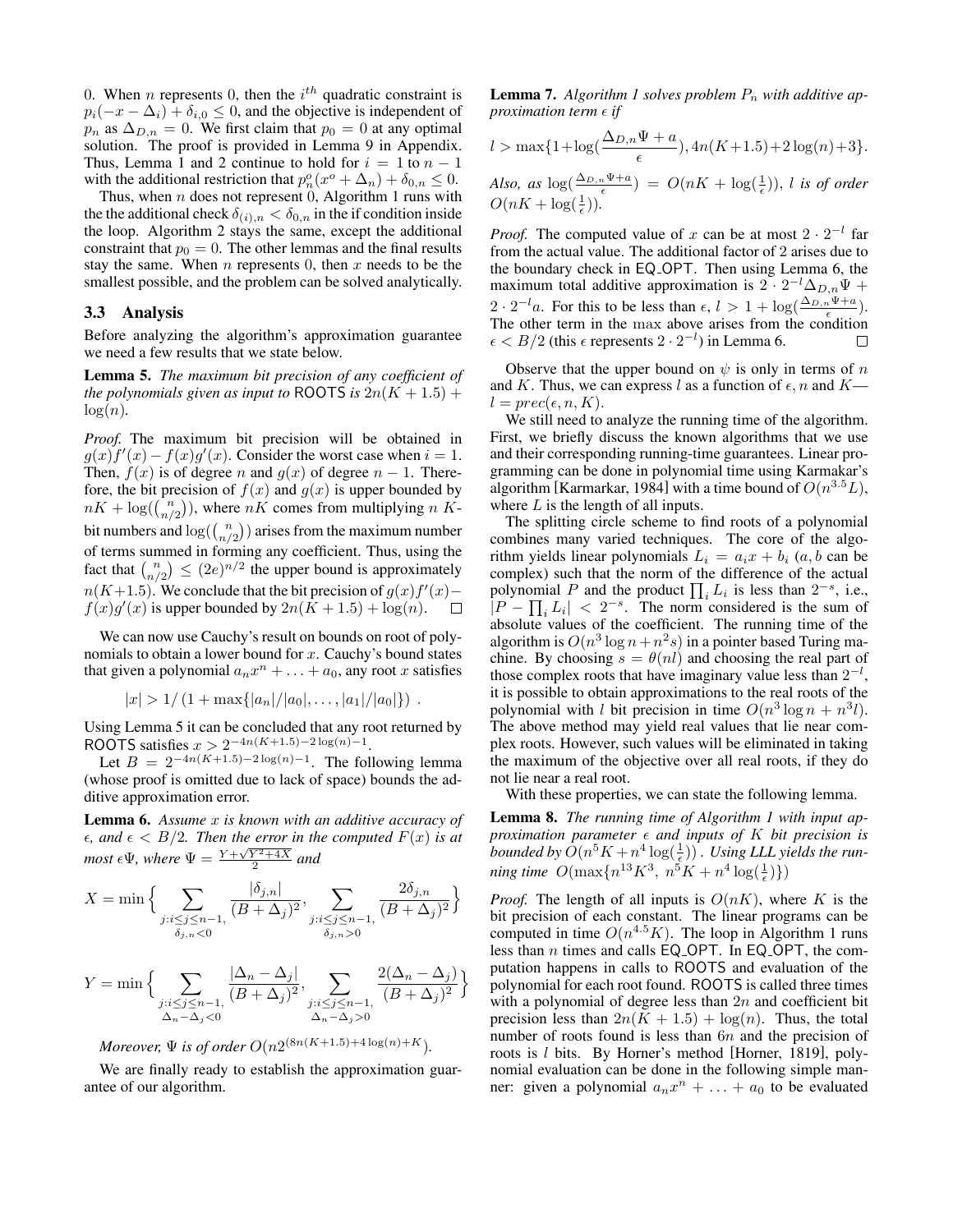0. When $n$ represents 0, then the $i^{th}$ quadratic constraint is $p_i(-x - \Delta_i) + \delta_{i,0} \leq 0$, and the objective is independent of $p_n$ as $\Delta_{D,n} = 0$. We first claim that $p_0 = 0$ at any optimal solution. The proof is provided in Lemma 9 in Appendix. Thus, Lemma 1 and 2 continue to hold for $i = 1$ to $n-1$ with the additional restriction that $p^o_n(x^o + \Delta_n) + \delta_{0,n} \leq 0$.

Thus, when $n$ does not represent 0, Algorithm 1 runs with the the additional check $\delta_{(i),n} < \delta_{0,n}$ in the if condition inside the loop. Algorithm 2 stays the same, except the additional constraint that $p_0 = 0$. The other lemmas and the final results stay the same. When $n$ represents 0, then $x$ needs to be the smallest possible, and the problem can be solved analytically.

### 3.3 Analysis

Before analyzing the algorithm's approximation guarantee we need a few results that we state below.

**Lemma 5.** *The maximum bit precision of any coefficient of the polynomials given as input to* ROOTS *is* $2n(K+1.5) + \log(n)$.

*Proof.* The maximum bit precision will be obtained in $g(x)f'(x) - f(x)g'(x)$. Consider the worst case when $i = 1$. Then, $f(x)$ is of degree $n$ and $g(x)$ of degree $n-1$. Therefore, the bit precision of $f(x)$ and $g(x)$ is upper bounded by $nK + \log(\binom{n}{n/2})$, where $nK$ comes from multiplying $n$ $K$-bit numbers and $\log(\binom{n}{n/2})$ arises from the maximum number of terms summed in forming any coefficient. Thus, using the fact that $\binom{n}{n/2} \leq (2e)^{n/2}$ the upper bound is approximately $n(K+1.5)$. We conclude that the bit precision of $g(x)f'(x) - f(x)g'(x)$ is upper bounded by $2n(K+1.5) + \log(n)$. □

We can now use Cauchy's result on bounds on root of polynomials to obtain a lower bound for $x$. Cauchy's bound states that given a polynomial $a_n x^n + \ldots + a_0$, any root $x$ satisfies

$$|x| > 1/\left(1 + \max\{|a_n|/|a_0|, \ldots, |a_1|/|a_0|\}\right) .$$

Using Lemma 5 it can be concluded that any root returned by ROOTS satisfies $x > 2^{-4n(K+1.5)-2\log(n)-1}$.

Let $B = 2^{-4n(K+1.5)-2\log(n)-1}$. The following lemma (whose proof is omitted due to lack of space) bounds the additive approximation error.

**Lemma 6.** *Assume $x$ is known with an additive accuracy of $\epsilon$, and $\epsilon < B/2$. Then the error in the computed $F(x)$ is at most $\epsilon\Psi$, where $\Psi = \frac{Y + \sqrt{Y^2+4X}}{2}$ and*

$$X = \min\Big\{ \sum_{\substack{j: i \leq j \leq n-1, \\ \delta_{j,n} < 0}} \frac{|\delta_{j,n}|}{(B+\Delta_j)^2}, \sum_{\substack{j: i \leq j \leq n-1, \\ \delta_{j,n} > 0}} \frac{2\delta_{j,n}}{(B+\Delta_j)^2} \Big\}$$

$$Y = \min\Big\{ \sum_{\substack{j: i \leq j \leq n-1, \\ \Delta_n - \Delta_j < 0}} \frac{|\Delta_n - \Delta_j|}{(B+\Delta_j)^2}, \sum_{\substack{j: i \leq j \leq n-1, \\ \Delta_n - \Delta_j > 0}} \frac{2(\Delta_n - \Delta_j)}{(B+\Delta_j)^2} \Big\}$$

*Moreover, $\Psi$ is of order $O(n 2^{(8n(K+1.5)+4\log(n)+K})$.*

We are finally ready to establish the approximation guarantee of our algorithm.

**Lemma 7.** *Algorithm 1 solves problem $P_n$ with additive approximation term $\epsilon$ if*

$$l > \max\{1 + \log(\frac{\Delta_{D,n}\Psi + a}{\epsilon}), 4n(K+1.5) + 2\log(n) + 3\}.$$

*Also, as $\log(\frac{\Delta_{D,n}\Psi + a}{\epsilon}) = O(nK + \log(\frac{1}{\epsilon}))$, $l$ is of order $O(nK + \log(\frac{1}{\epsilon}))$.*

*Proof.* The computed value of $x$ can be at most $2 \cdot 2^{-l}$ far from the actual value. The additional factor of 2 arises due to the boundary check in EQ_OPT. Then using Lemma 6, the maximum total additive approximation is $2 \cdot 2^{-l}\Delta_{D,n}\Psi + 2 \cdot 2^{-l}a$. For this to be less than $\epsilon$, $l > 1 + \log(\frac{\Delta_{D,n}\Psi + a}{\epsilon})$. The other term in the max above arises from the condition $\epsilon < B/2$ (this $\epsilon$ represents $2 \cdot 2^{-l}$) in Lemma 6. □

Observe that the upper bound on $\psi$ is only in terms of $n$ and $K$. Thus, we can express $l$ as a function of $\epsilon, n$ and $K$—$l = prec(\epsilon, n, K)$.

We still need to analyze the running time of the algorithm. First, we briefly discuss the known algorithms that we use and their corresponding running-time guarantees. Linear programming can be done in polynomial time using Karmakar's algorithm [Karmarkar, 1984] with a time bound of $O(n^{3.5}L)$, where $L$ is the length of all inputs.

The splitting circle scheme to find roots of a polynomial combines many varied techniques. The core of the algorithm yields linear polynomials $L_i = a_i x + b_i$ ($a, b$ can be complex) such that the norm of the difference of the actual polynomial $P$ and the product $\prod_i L_i$ is less than $2^{-s}$, i.e., $|P - \prod_i L_i| < 2^{-s}$. The norm considered is the sum of absolute values of the coefficient. The running time of the algorithm is $O(n^3 \log n + n^2 s)$ in a pointer based Turing machine. By choosing $s = \theta(nl)$ and choosing the real part of those complex roots that have imaginary value less than $2^{-l}$, it is possible to obtain approximations to the real roots of the polynomial with $l$ bit precision in time $O(n^3 \log n + n^3 l)$. The above method may yield real values that lie near complex roots. However, such values will be eliminated in taking the maximum of the objective over all real roots, if they do not lie near a real root.

With these properties, we can state the following lemma.

**Lemma 8.** *The running time of Algorithm 1 with input approximation parameter $\epsilon$ and inputs of $K$ bit precision is bounded by $O(n^5 K + n^4 \log(\frac{1}{\epsilon}))$. Using LLL yields the running time $O(\max\{n^{13}K^3,\ n^5 K + n^4 \log(\frac{1}{\epsilon})\})$*

*Proof.* The length of all inputs is $O(nK)$, where $K$ is the bit precision of each constant. The linear programs can be computed in time $O(n^{4.5}K)$. The loop in Algorithm 1 runs less than $n$ times and calls to EQ_OPT. In EQ_OPT, the computation happens in calls to ROOTS and evaluation of the polynomial for each root found. ROOTS is called three times with a polynomial of degree less than $2n$ and coefficient bit precision less than $2n(K+1.5) + \log(n)$. Thus, the total number of roots found is less than $6n$ and the precision of roots is $l$ bits. By Horner's method [Horner, 1819], polynomial evaluation can be done in the following simple manner: given a polynomial $a_n x^n + \ldots + a_0$ to be evaluated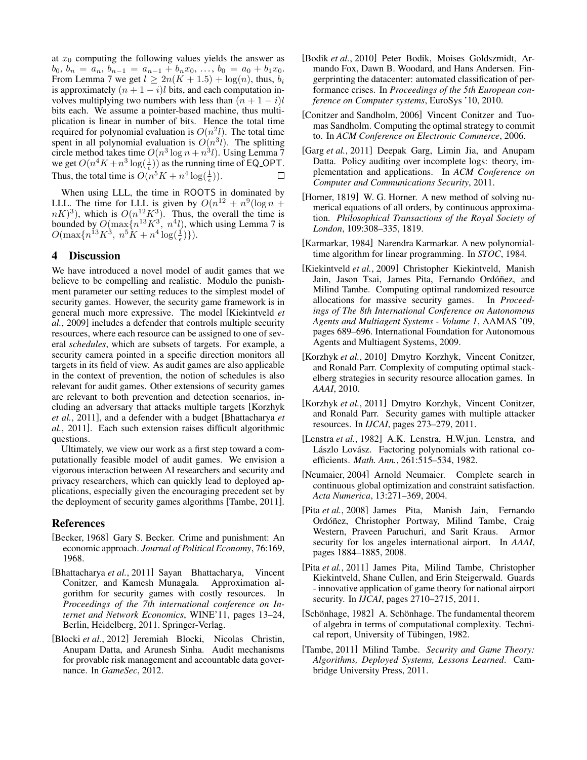at $x_0$ computing the following values yields the answer as $b_0$, $b_n = a_n$, $b_{n-1} = a_{n-1} + b_n x_0$, ..., $b_0 = a_0 + b_1 x_0$. From Lemma 7 we get $l \geq 2n(K + 1.5) + \log(n)$, thus, $b_i$ is approximately $(n + 1 - i)l$ bits, and each computation involves multiplying two numbers with less than $(n + 1 - i)l$ bits each. We assume a pointer-based machine, thus multiplication is linear in number of bits. Hence the total time required for polynomial evaluation is $O(n^2 l)$. The total time spent in all polynomial evaluation is $O(n^3 l)$. The splitting circle method takes time $O(n^3 \log n + n^3 l)$. Using Lemma 7 we get $O(n^4 K + n^3 \log(\frac{1}{\epsilon}))$ as the running time of $\mathsf{EQ\_OPT}$. Thus, the total time is $O(n^5 K + n^4 \log(\frac{1}{\epsilon}))$. □

When using LLL, the time in ROOTS in dominated by LLL. The time for LLL is given by $O(n^{12} + n^9(\log n + nK)^3)$, which is $O(n^{12} K^3)$. Thus, the overall the time is bounded by $O(\max\{n^{13} K^3,\ n^4 l)$, which using Lemma 7 is $O(\max\{n^{13} K^3,\ n^5 K + n^4 \log(\frac{1}{\epsilon})\})$.

## 4 Discussion

We have introduced a novel model of audit games that we believe to be compelling and realistic. Modulo the punishment parameter our setting reduces to the simplest model of security games. However, the security game framework is in general much more expressive. The model [Kiekintveld *et al.*, 2009] includes a defender that controls multiple security resources, where each resource can be assigned to one of several *schedules*, which are subsets of targets. For example, a security camera pointed in a specific direction monitors all targets in its field of view. As audit games are also applicable in the context of prevention, the notion of schedules is also relevant for audit games. Other extensions of security games are relevant to both prevention and detection scenarios, including an adversary that attacks multiple targets [Korzhyk *et al.*, 2011], and a defender with a budget [Bhattacharya *et al.*, 2011]. Each such extension raises difficult algorithmic questions.

Ultimately, we view our work as a first step toward a computationally feasible model of audit games. We envision a vigorous interaction between AI researchers and security and privacy researchers, which can quickly lead to deployed applications, especially given the encouraging precedent set by the deployment of security games algorithms [Tambe, 2011].

## References

[Becker, 1968] Gary S. Becker. Crime and punishment: An economic approach. *Journal of Political Economy*, 76:169, 1968.

[Bhattacharya *et al.*, 2011] Sayan Bhattacharya, Vincent Conitzer, and Kamesh Munagala. Approximation algorithm for security games with costly resources. In *Proceedings of the 7th international conference on Internet and Network Economics*, WINE'11, pages 13–24, Berlin, Heidelberg, 2011. Springer-Verlag.

[Blocki *et al.*, 2012] Jeremiah Blocki, Nicolas Christin, Anupam Datta, and Arunesh Sinha. Audit mechanisms for provable risk management and accountable data governance. In *GameSec*, 2012.

[Bodik *et al.*, 2010] Peter Bodik, Moises Goldszmidt, Armando Fox, Dawn B. Woodard, and Hans Andersen. Fingerprinting the datacenter: automated classification of performance crises. In *Proceedings of the 5th European conference on Computer systems*, EuroSys '10, 2010.

[Conitzer and Sandholm, 2006] Vincent Conitzer and Tuomas Sandholm. Computing the optimal strategy to commit to. In *ACM Conference on Electronic Commerce*, 2006.

[Garg *et al.*, 2011] Deepak Garg, Limin Jia, and Anupam Datta. Policy auditing over incomplete logs: theory, implementation and applications. In *ACM Conference on Computer and Communications Security*, 2011.

[Horner, 1819] W. G. Horner. A new method of solving numerical equations of all orders, by continuous approximation. *Philosophical Transactions of the Royal Society of London*, 109:308–335, 1819.

[Karmarkar, 1984] Narendra Karmarkar. A new polynomial-time algorithm for linear programming. In *STOC*, 1984.

[Kiekintveld *et al.*, 2009] Christopher Kiekintveld, Manish Jain, Jason Tsai, James Pita, Fernando Ordóñez, and Milind Tambe. Computing optimal randomized resource allocations for massive security games. In *Proceedings of The 8th International Conference on Autonomous Agents and Multiagent Systems - Volume 1*, AAMAS '09, pages 689–696. International Foundation for Autonomous Agents and Multiagent Systems, 2009.

[Korzhyk *et al.*, 2010] Dmytro Korzhyk, Vincent Conitzer, and Ronald Parr. Complexity of computing optimal stackelberg strategies in security resource allocation games. In *AAAI*, 2010.

[Korzhyk *et al.*, 2011] Dmytro Korzhyk, Vincent Conitzer, and Ronald Parr. Security games with multiple attacker resources. In *IJCAI*, pages 273–279, 2011.

[Lenstra *et al.*, 1982] A.K. Lenstra, H.W.jun. Lenstra, and Lászlo Lovász. Factoring polynomials with rational coefficients. *Math. Ann.*, 261:515–534, 1982.

[Neumaier, 2004] Arnold Neumaier. Complete search in continuous global optimization and constraint satisfaction. *Acta Numerica*, 13:271–369, 2004.

[Pita *et al.*, 2008] James Pita, Manish Jain, Fernando Ordóñez, Christopher Portway, Milind Tambe, Craig Western, Praveen Paruchuri, and Sarit Kraus. Armor security for los angeles international airport. In *AAAI*, pages 1884–1885, 2008.

[Pita *et al.*, 2011] James Pita, Milind Tambe, Christopher Kiekintveld, Shane Cullen, and Erin Steigerwald. Guards - innovative application of game theory for national airport security. In *IJCAI*, pages 2710–2715, 2011.

[Schönhage, 1982] A. Schönhage. The fundamental theorem of algebra in terms of computational complexity. Technical report, University of Tübingen, 1982.

[Tambe, 2011] Milind Tambe. *Security and Game Theory: Algorithms, Deployed Systems, Lessons Learned*. Cambridge University Press, 2011.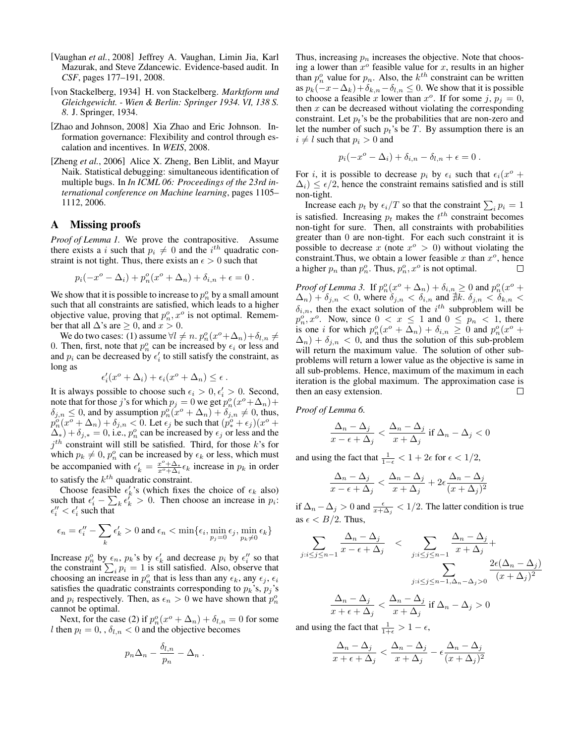[Vaughan *et al.*, 2008] Jeffrey A. Vaughan, Limin Jia, Karl Mazurak, and Steve Zdancewic. Evidence-based audit. In *CSF*, pages 177–191, 2008.

[von Stackelberg, 1934] H. von Stackelberg. *Marktform und Gleichgewicht. - Wien & Berlin: Springer 1934. VI, 138 S. 8.* J. Springer, 1934.

[Zhao and Johnson, 2008] Xia Zhao and Eric Johnson. Information governance: Flexibility and control through escalation and incentives. In *WEIS*, 2008.

[Zheng *et al.*, 2006] Alice X. Zheng, Ben Liblit, and Mayur Naik. Statistical debugging: simultaneous identification of multiple bugs. In *In ICML 06: Proceedings of the 23rd international conference on Machine learning*, pages 1105–1112, 2006.

# A Missing proofs

*Proof of Lemma 1.* We prove the contrapositive. Assume there exists a $i$ such that $p_i \neq 0$ and the $i^{th}$ quadratic constraint is not tight. Thus, there exists an $\epsilon > 0$ such that

$$p_i(-x^o - \Delta_i) + p_n^o(x^o + \Delta_n) + \delta_{i,n} + \epsilon = 0 \ .$$

We show that it is possible to increase to $p_n^o$ by a small amount such that all constraints are satisfied, which leads to a higher objective value, proving that $p_n^o, x^o$ is not optimal. Remember that all $\Delta$'s are $\geq 0$, and $x > 0$.

We do two cases: (1) assume $\forall l \neq n.\ p_n^o(x^o+\Delta_n)+\delta_{l,n} \neq 0$. Then, first, note that $p_n^o$ can be increased by $\epsilon_i$ or less and and $p_i$ can be decreased by $\epsilon_i'$ to still satisfy the constraint, as long as

$$\epsilon_i'(x^o + \Delta_i) + \epsilon_i(x^o + \Delta_n) \leq \epsilon \ .$$

It is always possible to choose such $\epsilon_i > 0, \epsilon_i' > 0$. Second, note that for those $j$'s for which $p_j = 0$ we get $p_n^o(x^o+\Delta_n)+\delta_{j,n} \leq 0$, and by assumption $p_n^o(x^o + \Delta_n) + \delta_{j,n} \neq 0$, thus, $p_n^o(x^o + \Delta_n) + \delta_{j,n} < 0$. Let $\epsilon_j$ be such that $(p_*^o + \epsilon_j)(x^o + \Delta_*) + \delta_{j,*} = 0$, i.e., $p_n^o$ can be increased by $\epsilon_j$ or less and the $j^{th}$ constraint will still be satisfied. Third, for those $k$'s for which $p_k \neq 0$, $p_n^o$ can be increased by $\epsilon_k$ or less, which must be accompanied with $\epsilon_k' = \frac{x^o+\Delta_*}{x^o+\Delta_i}\epsilon_k$ increase in $p_k$ in order to satisfy the $k^{th}$ quadratic constraint.

Choose feasible $\epsilon_k'$'s (which fixes the choice of $\epsilon_k$ also) such that $\epsilon_i' - \sum_k \epsilon_k' > 0$. Then choose an increase in $p_i$: $\epsilon_i'' < \epsilon_i'$ such that

$$\epsilon_n = \epsilon_i'' - \sum_k \epsilon_k' > 0 \text{ and } \epsilon_n < \min\{\epsilon_i, \min_{p_j=0} \epsilon_j, \min_{p_k \neq 0} \epsilon_k\}$$

Increase $p_n^o$ by $\epsilon_n$, $p_k$'s by $\epsilon_k'$ and decrease $p_i$ by $\epsilon_i''$ so that the constraint $\sum_i p_i = 1$ is still satisfied. Also, observe that choosing an increase in $p_n^o$ that is less than any $\epsilon_k$, any $\epsilon_j$, $\epsilon_i$ satisfies the quadratic constraints corresponding to $p_k$'s, $p_j$'s and $p_i$ respectively. Then, as $\epsilon_n > 0$ we have shown that $p_n^o$ cannot be optimal.

Next, for the case (2) if $p_n^o(x^o + \Delta_n) + \delta_{l,n} = 0$ for some $l$ then $p_l = 0$, , $\delta_{l,n} < 0$ and the objective becomes

$$p_n\Delta_n - \frac{\delta_{l,n}}{p_n} - \Delta_n \ .$$

Thus, increasing $p_n$ increases the objective. Note that choosing a lower than $x^o$ feasible value for $x$, results in an higher than $p_n^o$ value for $p_n$. Also, the $k^{th}$ constraint can be written as $p_k(-x-\Delta_k)+\delta_{k,n}-\delta_{l,n} \leq 0$. We show that it is possible to choose a feasible $x$ lower than $x^o$. If for some $j$, $p_j = 0$, then $x$ can be decreased without violating the corresponding constraint. Let $p_t$'s be the probabilities that are non-zero and let the number of such $p_t$'s be $T$. By assumption there is an $i \neq l$ such that $p_i > 0$ and

$$p_i(-x^o - \Delta_i) + \delta_{i,n} - \delta_{l,n} + \epsilon = 0 \ .$$

For $i$, it is possible to decrease $p_i$ by $\epsilon_i$ such that $\epsilon_i(x^o + \Delta_i) \leq \epsilon/2$, hence the constraint remains satisfied and is still non-tight.

Increase each $p_t$ by $\epsilon_i/T$ so that the constraint $\sum_i p_i = 1$ is satisfied. Increasing $p_t$ makes the $t^{th}$ constraint becomes non-tight for sure. Then, all constraints with probabilities greater than 0 are non-tight. For each such constraint it is possible to decrease $x$ (note $x^o > 0$) without violating the constraint.Thus, we obtain a lower feasible $x$ than $x^o$, hence a higher $p_n$ than $p_n^o$. Thus, $p_n^o, x^o$ is not optimal. ☐

*Proof of Lemma 3.* If $p_n^o(x^o + \Delta_n) + \delta_{i,n} \geq 0$ and $p_n^o(x^o + \Delta_n) + \delta_{j,n} < 0$, where $\delta_{j,n} < \delta_{i,n}$ and $\nexists k.\ \delta_{j,n} < \delta_{k,n} < \delta_{i,n}$, then the exact solution of the $i^{th}$ subproblem will be $p_n^o, x^o$. Now, since $0 < x \leq 1$ and $0 \leq p_n < 1$, there is one $i$ for which $p_n^o(x^o + \Delta_n) + \delta_{i,n} \geq 0$ and $p_n^o(x^o + \Delta_n) + \delta_{j,n} < 0$, and thus the solution of this sub-problem will return the maximum value. The solution of other subproblems will return a lower value as the objective is same in all sub-problems. Hence, maximum of the maximum in each iteration is the global maximum. The approximation case is then an easy extension. ☐

*Proof of Lemma 6.*

$$\frac{\Delta_n - \Delta_j}{x - \epsilon + \Delta_j} < \frac{\Delta_n - \Delta_j}{x + \Delta_j} \text{ if } \Delta_n - \Delta_j < 0$$

and using the fact that $\frac{1}{1-\epsilon} < 1 + 2\epsilon$ for $\epsilon < 1/2$,

$$\frac{\Delta_n - \Delta_j}{x - \epsilon + \Delta_j} < \frac{\Delta_n - \Delta_j}{x + \Delta_j} + 2\epsilon\frac{\Delta_n - \Delta_j}{(x + \Delta_j)^2}$$

if $\Delta_n - \Delta_j > 0$ and $\frac{\epsilon}{x+\Delta_j} < 1/2$. The latter condition is true as $\epsilon < B/2$. Thus,

$$\sum_{j:i \leq j \leq n-1} \frac{\Delta_n - \Delta_j}{x - \epsilon + \Delta_j} < \sum_{j:i \leq j \leq n-1} \frac{\Delta_n - \Delta_j}{x + \Delta_j} + \sum_{j:i \leq j \leq n-1, \Delta_n - \Delta_j > 0} \frac{2\epsilon(\Delta_n - \Delta_j)}{(x + \Delta_j)^2}$$

$$\frac{\Delta_n - \Delta_j}{x + \epsilon + \Delta_j} < \frac{\Delta_n - \Delta_j}{x + \Delta_j} \text{ if } \Delta_n - \Delta_j > 0$$

and using the fact that $\frac{1}{1+\epsilon} > 1 - \epsilon$,

$$\frac{\Delta_n - \Delta_j}{x + \epsilon + \Delta_j} < \frac{\Delta_n - \Delta_j}{x + \Delta_j} - \epsilon\frac{\Delta_n - \Delta_j}{(x + \Delta_j)^2}$$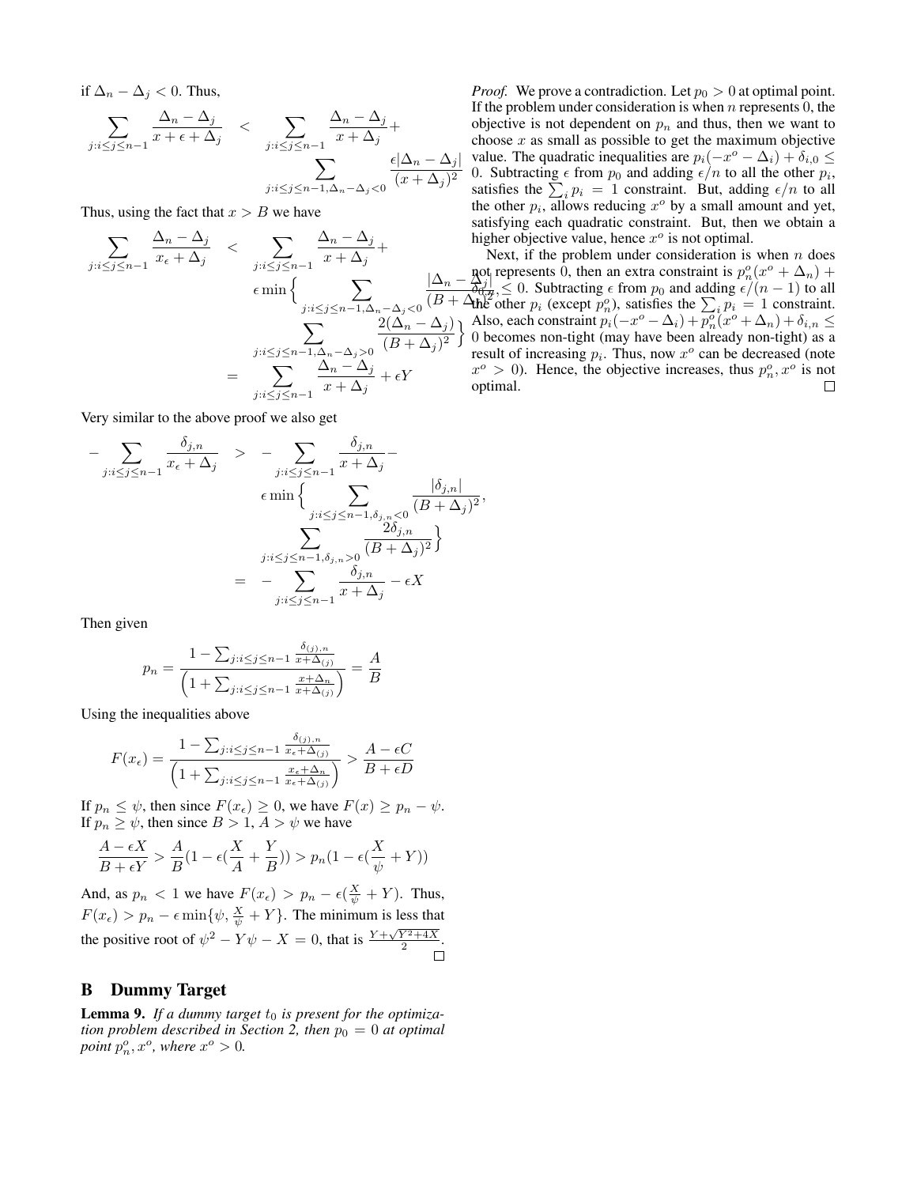if $\Delta_n - \Delta_j < 0$. Thus,

$$\sum_{j:i \le j \le n-1} \frac{\Delta_n - \Delta_j}{x + \epsilon + \Delta_j} \quad < \quad \sum_{j:i \le j \le n-1} \frac{\Delta_n - \Delta_j}{x + \Delta_j} + \sum_{j:i \le j \le n-1, \Delta_n - \Delta_j < 0} \frac{\epsilon |\Delta_n - \Delta_j|}{(x + \Delta_j)^2}$$

Thus, using the fact that $x > B$ we have

$$\begin{aligned} \sum_{j:i \le j \le n-1} \frac{\Delta_n - \Delta_j}{x_\epsilon + \Delta_j} \quad &< \quad \sum_{j:i \le j \le n-1} \frac{\Delta_n - \Delta_j}{x + \Delta_j} + \\ &\epsilon \min \Big\{ \sum_{j:i \le j \le n-1, \Delta_n - \Delta_j < 0} \frac{|\Delta_n - \Delta_j|}{(B + \Delta_j)^2}, \\ &\sum_{j:i \le j \le n-1, \Delta_n - \Delta_j > 0} \frac{2(\Delta_n - \Delta_j)}{(B + \Delta_j)^2} \Big\} \\ &= \quad \sum_{j:i \le j \le n-1} \frac{\Delta_n - \Delta_j}{x + \Delta_j} + \epsilon Y \end{aligned}$$

Very similar to the above proof we also get

$$\begin{aligned} - \sum_{j:i \le j \le n-1} \frac{\delta_{j,n}}{x_\epsilon + \Delta_j} \quad &> \quad - \sum_{j:i \le j \le n-1} \frac{\delta_{j,n}}{x + \Delta_j} - \\ &\epsilon \min \Big\{ \sum_{j:i \le j \le n-1, \delta_{j,n} < 0} \frac{|\delta_{j,n}|}{(B + \Delta_j)^2}, \\ &\sum_{j:i \le j \le n-1, \delta_{j,n} > 0} \frac{2\delta_{j,n}}{(B + \Delta_j)^2} \Big\} \\ &= \quad - \sum_{j:i \le j \le n-1} \frac{\delta_{j,n}}{x + \Delta_j} - \epsilon X \end{aligned}$$

Then given

$$p_n = \frac{1 - \sum_{j:i \le j \le n-1} \frac{\delta_{(j),n}}{x + \Delta_{(j)}}}{\left(1 + \sum_{j:i \le j \le n-1} \frac{x + \Delta_n}{x + \Delta_{(j)}}\right)} = \frac{A}{B}$$

Using the inequalities above

$$F(x_\epsilon) = \frac{1 - \sum_{j:i \le j \le n-1} \frac{\delta_{(j),n}}{x_\epsilon + \Delta_{(j)}}}{\left(1 + \sum_{j:i \le j \le n-1} \frac{x_\epsilon + \Delta_n}{x_\epsilon + \Delta_{(j)}}\right)} > \frac{A - \epsilon C}{B + \epsilon D}$$

If $p_n \le \psi$, then since $F(x_\epsilon) \ge 0$, we have $F(x) \ge p_n - \psi$. If $p_n \ge \psi$, then since $B > 1$, $A > \psi$ we have

$$\frac{A - \epsilon X}{B + \epsilon Y} > \frac{A}{B}(1 - \epsilon(\frac{X}{A} + \frac{Y}{B})) > p_n(1 - \epsilon(\frac{X}{\psi} + Y))$$

And, as $p_n < 1$ we have $F(x_\epsilon) > p_n - \epsilon(\frac{X}{\psi} + Y)$. Thus, $F(x_\epsilon) > p_n - \epsilon \min\{\psi, \frac{X}{\psi} + Y\}$. The minimum is less that the positive root of $\psi^2 - Y\psi - X = 0$, that is $\frac{Y + \sqrt{Y^2 + 4X}}{2}$. ◻

## B Dummy Target

**Lemma 9.** *If a dummy target $t_0$ is present for the optimization problem described in Section 2, then $p_0 = 0$ at optimal point $p_n^o, x^o$, where $x^o > 0$.*

*Proof.* We prove a contradiction. Let $p_0 > 0$ at optimal point. If the problem under consideration is when $n$ represents 0, the objective is not dependent on $p_n$ and thus, then we want to choose $x$ as small as possible to get the maximum objective value. The quadratic inequalities are $p_i(-x^o - \Delta_i) + \delta_{i,0} \le 0$. Subtracting $\epsilon$ from $p_0$ and adding $\epsilon/n$ to all the other $p_i$, satisfies the $\sum_i p_i = 1$ constraint. But, adding $\epsilon/n$ to all the other $p_i$, allows reducing $x^o$ by a small amount and yet, satisfying each quadratic constraint. But, then we obtain a higher objective value, hence $x^o$ is not optimal.

Next, if the problem under consideration is when $n$ does not represents 0, then an extra constraint is $p_n^o(x^o + \Delta_n) + \delta_{0,n}, \le 0$. Subtracting $\epsilon$ from $p_0$ and adding $\epsilon/(n-1)$ to all the other $p_i$ (except $p_n^o$), satisfies the $\sum_i p_i = 1$ constraint. Also, each constraint $p_i(-x^o - \Delta_i) + p_n^o(x^o + \Delta_n) + \delta_{i,n} \le 0$ becomes non-tight (may have been already non-tight) as a result of increasing $p_i$. Thus, now $x^o$ can be decreased (note $x^o > 0$). Hence, the objective increases, thus $p_n^o, x^o$ is not optimal. ◻